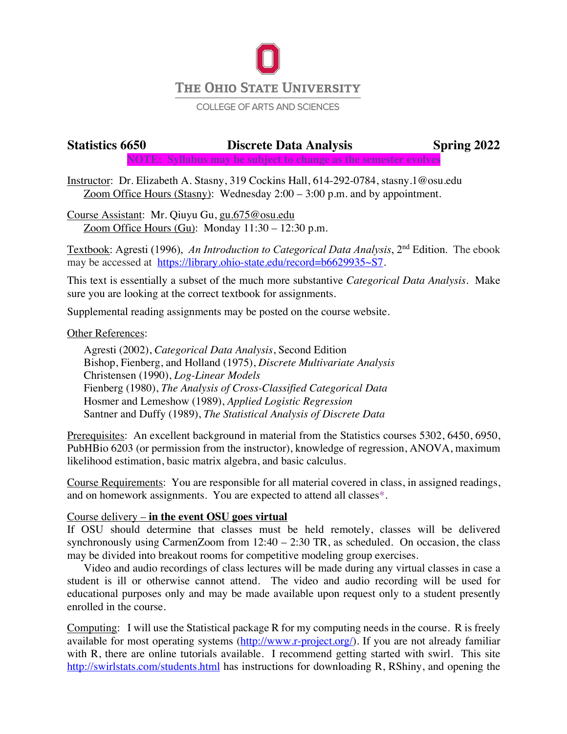THE OHIO STATE UNIVERSITY

COLLEGE OF ARTS AND SCIENCES

# Statistics 6650 — Discrete Data Analysis — Spring 2022

**NOTE: Syllabus may be subject to change as the semester evolves**

Instructor: Dr. Elizabeth A. Stasny, 319 Cockins Hall, 614-292-0784, stasny.1@osu.edu
Zoom Office Hours (Stasny): Wednesday 2:00 – 3:00 p.m. and by appointment.

Course Assistant: Mr. Qiuyu Gu, gu.675@osu.edu
Zoom Office Hours (Gu): Monday 11:30 – 12:30 p.m.

Textbook: Agresti (1996), *An Introduction to Categorical Data Analysis*, 2nd Edition. The ebook may be accessed at https://library.ohio-state.edu/record=b6629935~S7.

This text is essentially a subset of the much more substantive *Categorical Data Analysis*. Make sure you are looking at the correct textbook for assignments.

Supplemental reading assignments may be posted on the course website.

Other References:

- Agresti (2002), *Categorical Data Analysis*, Second Edition
- Bishop, Fienberg, and Holland (1975), *Discrete Multivariate Analysis*
- Christensen (1990), *Log-Linear Models*
- Fienberg (1980), *The Analysis of Cross-Classified Categorical Data*
- Hosmer and Lemeshow (1989), *Applied Logistic Regression*
- Santner and Duffy (1989), *The Statistical Analysis of Discrete Data*

Prerequisites: An excellent background in material from the Statistics courses 5302, 6450, 6950, PubHBio 6203 (or permission from the instructor), knowledge of regression, ANOVA, maximum likelihood estimation, basic matrix algebra, and basic calculus.

Course Requirements: You are responsible for all material covered in class, in assigned readings, and on homework assignments. You are expected to attend all classes*.

Course delivery – **in the event OSU goes virtual**
If OSU should determine that classes must be held remotely, classes will be delivered synchronously using CarmenZoom from 12:40 – 2:30 TR, as scheduled. On occasion, the class may be divided into breakout rooms for competitive modeling group exercises.

Video and audio recordings of class lectures will be made during any virtual classes in case a student is ill or otherwise cannot attend. The video and audio recording will be used for educational purposes only and may be made available upon request only to a student presently enrolled in the course.

Computing: I will use the Statistical package R for my computing needs in the course. R is freely available for most operating systems (http://www.r-project.org/). If you are not already familiar with R, there are online tutorials available. I recommend getting started with swirl. This site http://swirlstats.com/students.html has instructions for downloading R, RShiny, and opening the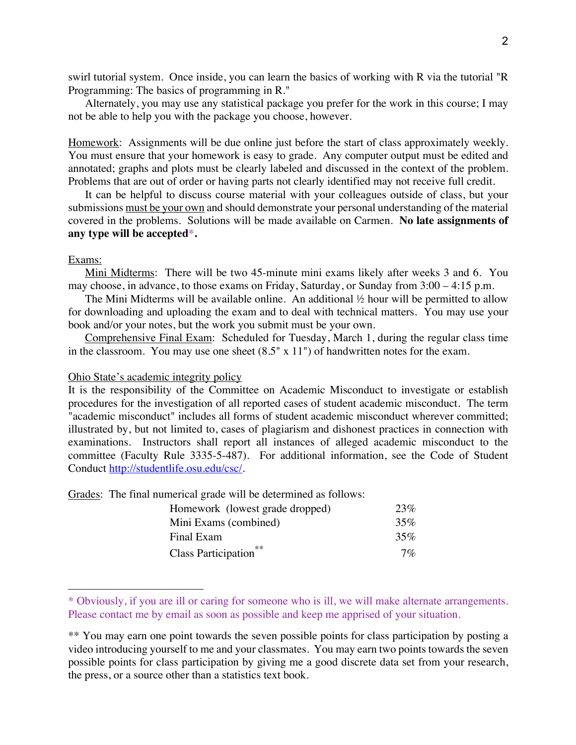swirl tutorial system. Once inside, you can learn the basics of working with R via the tutorial "R Programming: The basics of programming in R."

Alternately, you may use any statistical package you prefer for the work in this course; I may not be able to help you with the package you choose, however.

Homework: Assignments will be due online just before the start of class approximately weekly. You must ensure that your homework is easy to grade. Any computer output must be edited and annotated; graphs and plots must be clearly labeled and discussed in the context of the problem. Problems that are out of order or having parts not clearly identified may not receive full credit.

It can be helpful to discuss course material with your colleagues outside of class, but your submissions must be your own and should demonstrate your personal understanding of the material covered in the problems. Solutions will be made available on Carmen. **No late assignments of any type will be accepted*.**

Exams:

Mini Midterms: There will be two 45-minute mini exams likely after weeks 3 and 6. You may choose, in advance, to those exams on Friday, Saturday, or Sunday from 3:00 – 4:15 p.m.

The Mini Midterms will be available online. An additional ½ hour will be permitted to allow for downloading and uploading the exam and to deal with technical matters. You may use your book and/or your notes, but the work you submit must be your own.

Comprehensive Final Exam: Scheduled for Tuesday, March 1, during the regular class time in the classroom. You may use one sheet (8.5" x 11") of handwritten notes for the exam.

Ohio State's academic integrity policy

It is the responsibility of the Committee on Academic Misconduct to investigate or establish procedures for the investigation of all reported cases of student academic misconduct. The term "academic misconduct" includes all forms of student academic misconduct wherever committed; illustrated by, but not limited to, cases of plagiarism and dishonest practices in connection with examinations. Instructors shall report all instances of alleged academic misconduct to the committee (Faculty Rule 3335-5-487). For additional information, see the Code of Student Conduct http://studentlife.osu.edu/csc/.

Grades: The final numerical grade will be determined as follows:

| | |
|---|---|
| Homework (lowest grade dropped) | 23% |
| Mini Exams (combined) | 35% |
| Final Exam | 35% |
| Class Participation** | 7% |

---

* Obviously, if you are ill or caring for someone who is ill, we will make alternate arrangements. Please contact me by email as soon as possible and keep me apprised of your situation.

** You may earn one point towards the seven possible points for class participation by posting a video introducing yourself to me and your classmates. You may earn two points towards the seven possible points for class participation by giving me a good discrete data set from your research, the press, or a source other than a statistics text book.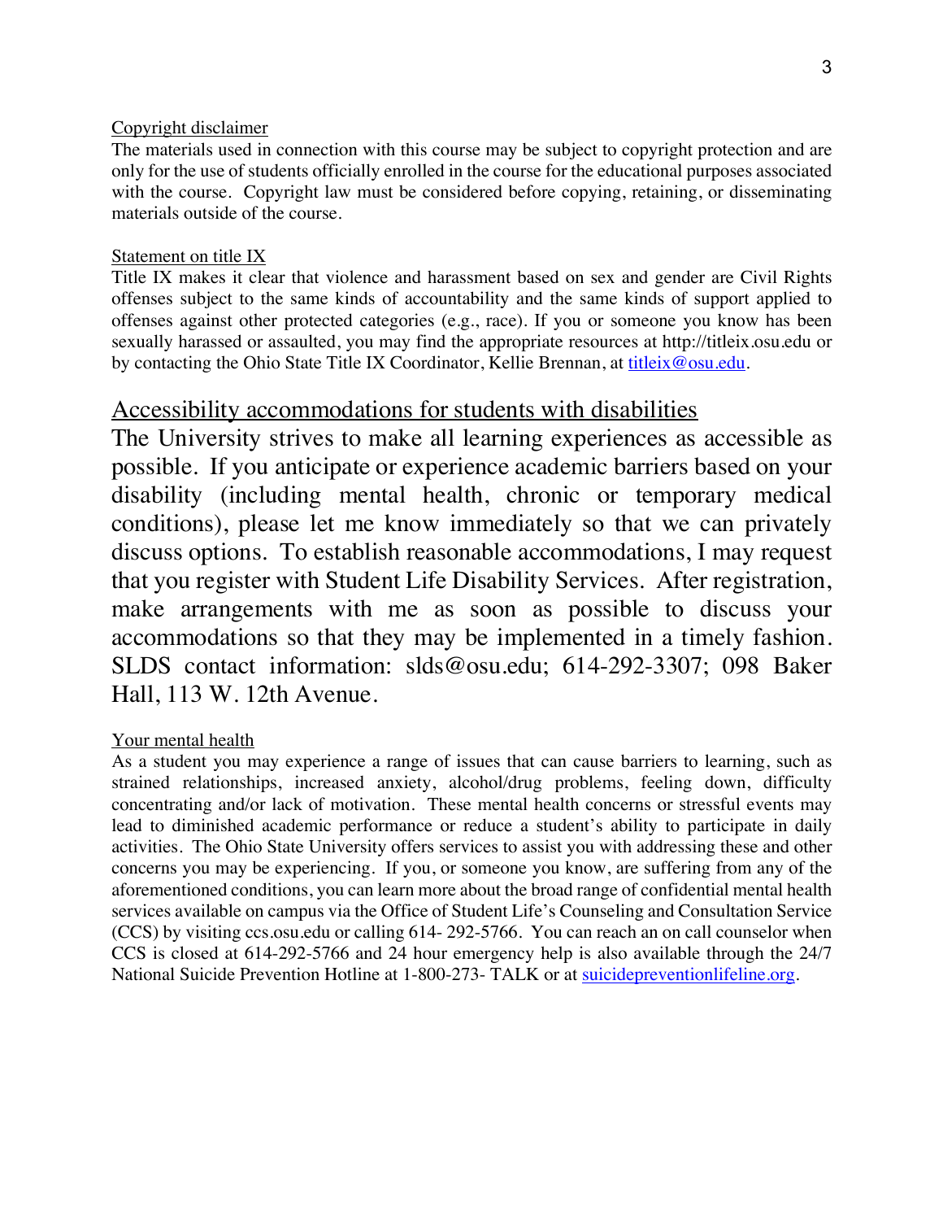Copyright disclaimer

The materials used in connection with this course may be subject to copyright protection and are only for the use of students officially enrolled in the course for the educational purposes associated with the course. Copyright law must be considered before copying, retaining, or disseminating materials outside of the course.

Statement on title IX

Title IX makes it clear that violence and harassment based on sex and gender are Civil Rights offenses subject to the same kinds of accountability and the same kinds of support applied to offenses against other protected categories (e.g., race). If you or someone you know has been sexually harassed or assaulted, you may find the appropriate resources at http://titleix.osu.edu or by contacting the Ohio State Title IX Coordinator, Kellie Brennan, at titleix@osu.edu.

## Accessibility accommodations for students with disabilities

The University strives to make all learning experiences as accessible as possible. If you anticipate or experience academic barriers based on your disability (including mental health, chronic or temporary medical conditions), please let me know immediately so that we can privately discuss options. To establish reasonable accommodations, I may request that you register with Student Life Disability Services. After registration, make arrangements with me as soon as possible to discuss your accommodations so that they may be implemented in a timely fashion. SLDS contact information: slds@osu.edu; 614-292-3307; 098 Baker Hall, 113 W. 12th Avenue.

Your mental health

As a student you may experience a range of issues that can cause barriers to learning, such as strained relationships, increased anxiety, alcohol/drug problems, feeling down, difficulty concentrating and/or lack of motivation. These mental health concerns or stressful events may lead to diminished academic performance or reduce a student's ability to participate in daily activities. The Ohio State University offers services to assist you with addressing these and other concerns you may be experiencing. If you, or someone you know, are suffering from any of the aforementioned conditions, you can learn more about the broad range of confidential mental health services available on campus via the Office of Student Life's Counseling and Consultation Service (CCS) by visiting ccs.osu.edu or calling 614- 292-5766. You can reach an on call counselor when CCS is closed at 614-292-5766 and 24 hour emergency help is also available through the 24/7 National Suicide Prevention Hotline at 1-800-273- TALK or at suicidepreventionlifeline.org.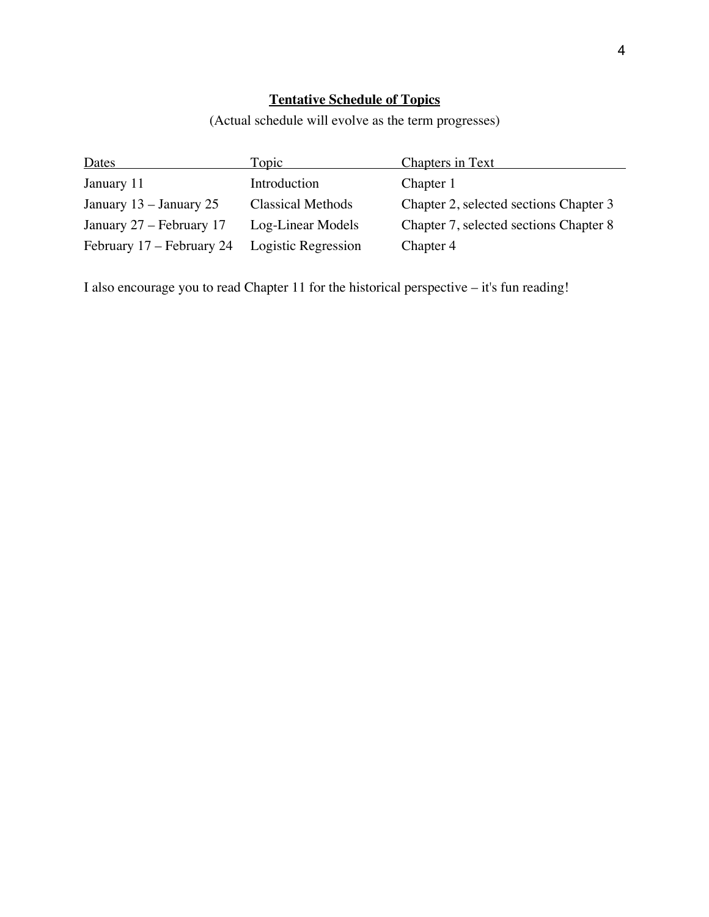## Tentative Schedule of Topics

(Actual schedule will evolve as the term progresses)

| Dates | Topic | Chapters in Text |
| --- | --- | --- |
| January 11 | Introduction | Chapter 1 |
| January 13 – January 25 | Classical Methods | Chapter 2, selected sections Chapter 3 |
| January 27 – February 17 | Log-Linear Models | Chapter 7, selected sections Chapter 8 |
| February 17 – February 24 | Logistic Regression | Chapter 4 |

I also encourage you to read Chapter 11 for the historical perspective – it's fun reading!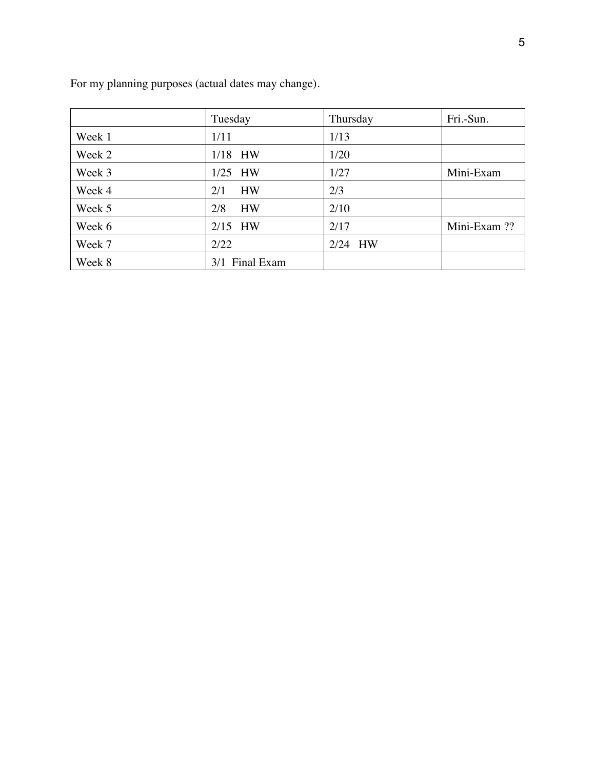For my planning purposes (actual dates may change).

| | Tuesday | Thursday | Fri.-Sun. |
|---|---|---|---|
| Week 1 | 1/11 | 1/13 | |
| Week 2 | 1/18 HW | 1/20 | |
| Week 3 | 1/25 HW | 1/27 | Mini-Exam |
| Week 4 | 2/1 HW | 2/3 | |
| Week 5 | 2/8 HW | 2/10 | |
| Week 6 | 2/15 HW | 2/17 | Mini-Exam ?? |
| Week 7 | 2/22 | 2/24 HW | |
| Week 8 | 3/1 Final Exam | | |